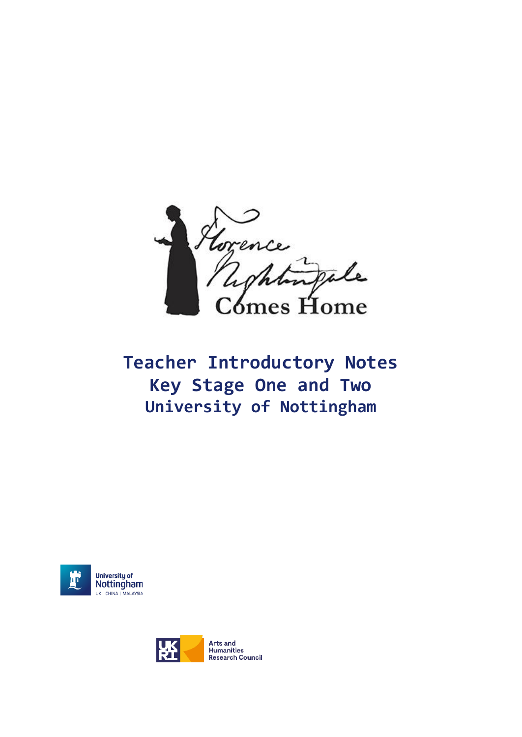Florence Nightingale Comes Home

# Teacher Introductory Notes
# Key Stage One and Two
## University of Nottingham

University of Nottingham
UK | CHINA | MALAYSIA

UKRI Arts and Humanities Research Council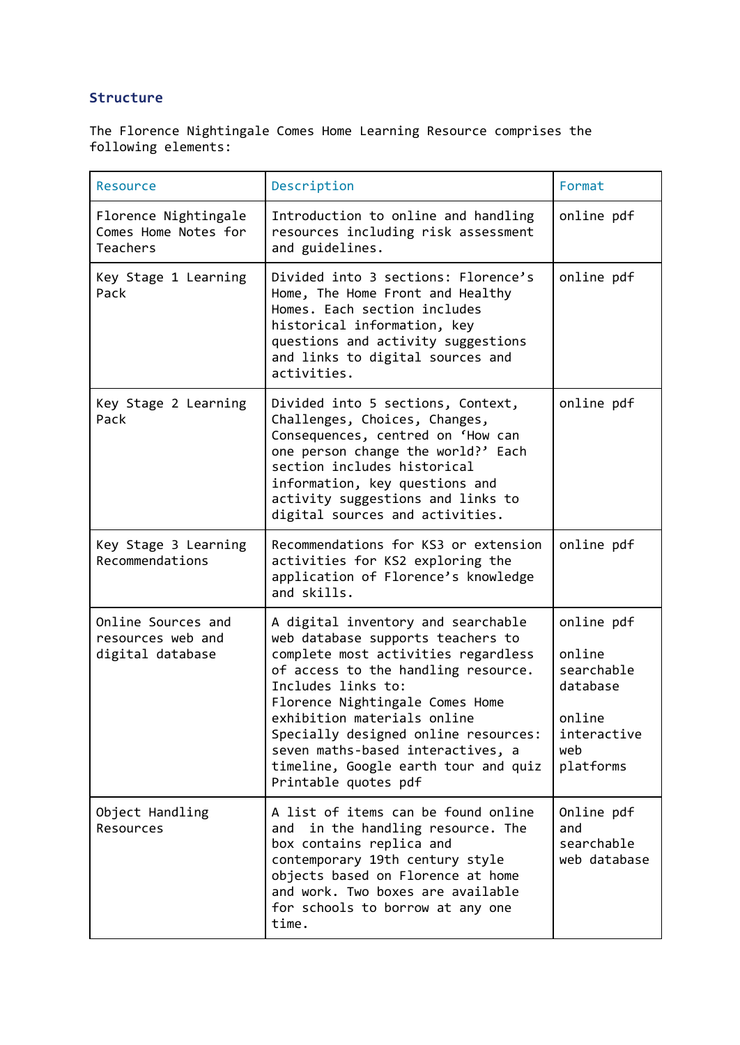## Structure

The Florence Nightingale Comes Home Learning Resource comprises the following elements:

| Resource | Description | Format |
|---|---|---|
| Florence Nightingale Comes Home Notes for Teachers | Introduction to online and handling resources including risk assessment and guidelines. | online pdf |
| Key Stage 1 Learning Pack | Divided into 3 sections: Florence's Home, The Home Front and Healthy Homes. Each section includes historical information, key questions and activity suggestions and links to digital sources and activities. | online pdf |
| Key Stage 2 Learning Pack | Divided into 5 sections, Context, Challenges, Choices, Changes, Consequences, centred on 'How can one person change the world?' Each section includes historical information, key questions and activity suggestions and links to digital sources and activities. | online pdf |
| Key Stage 3 Learning Recommendations | Recommendations for KS3 or extension activities for KS2 exploring the application of Florence's knowledge and skills. | online pdf |
| Online Sources and resources web and digital database | A digital inventory and searchable web database supports teachers to complete most activities regardless of access to the handling resource. Includes links to:<br>Florence Nightingale Comes Home exhibition materials online<br>Specially designed online resources: seven maths-based interactives, a timeline, Google earth tour and quiz<br>Printable quotes pdf | online pdf<br><br>online searchable database<br><br>online interactive web platforms |
| Object Handling Resources | A list of items can be found online and in the handling resource. The box contains replica and contemporary 19th century style objects based on Florence at home and work. Two boxes are available for schools to borrow at any one time. | Online pdf and searchable web database |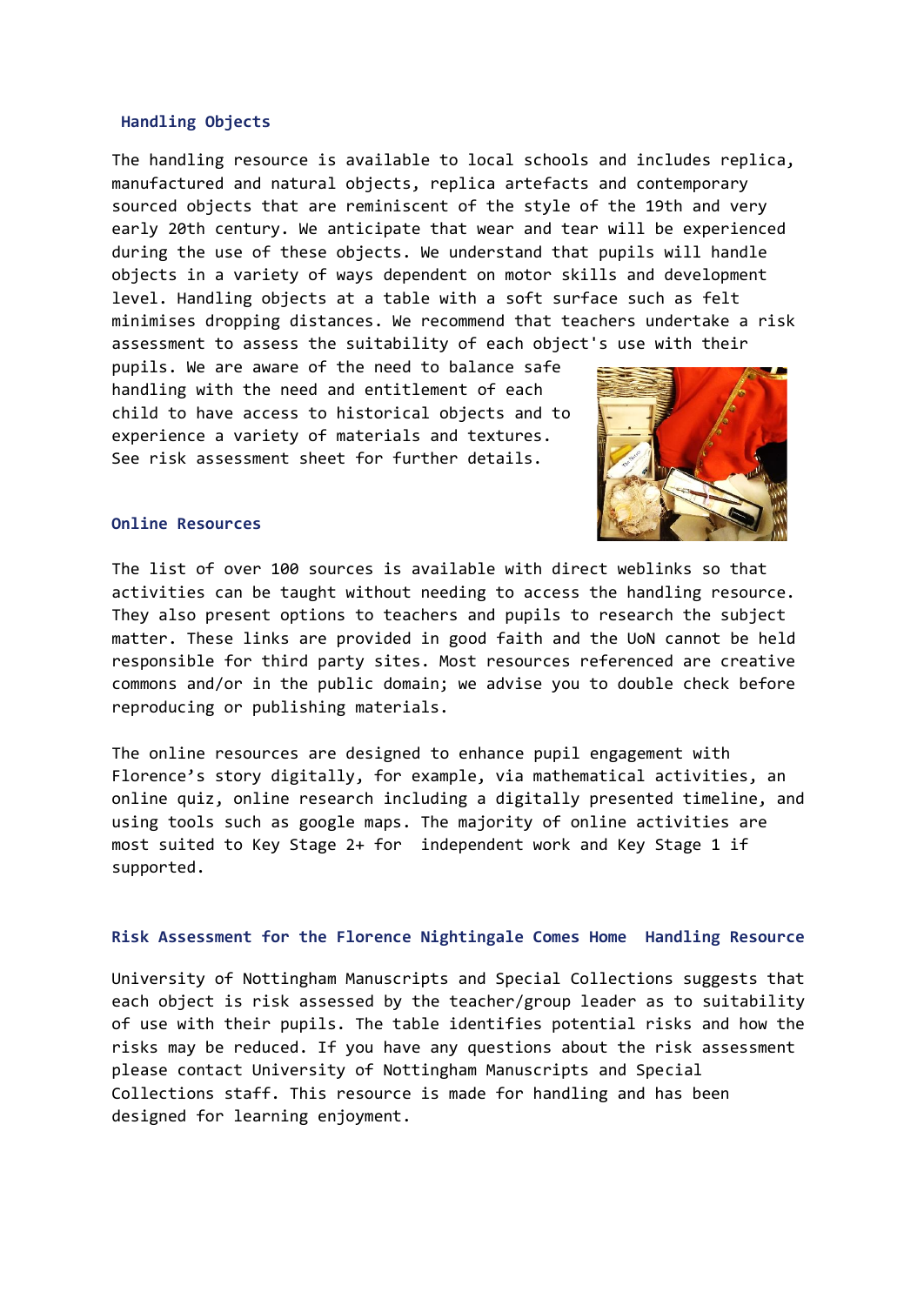## Handling Objects

The handling resource is available to local schools and includes replica, manufactured and natural objects, replica artefacts and contemporary sourced objects that are reminiscent of the style of the 19th and very early 20th century. We anticipate that wear and tear will be experienced during the use of these objects. We understand that pupils will handle objects in a variety of ways dependent on motor skills and development level. Handling objects at a table with a soft surface such as felt minimises dropping distances. We recommend that teachers undertake a risk assessment to assess the suitability of each object's use with their pupils. We are aware of the need to balance safe handling with the need and entitlement of each child to have access to historical objects and to experience a variety of materials and textures. See risk assessment sheet for further details.

## Online Resources

The list of over 100 sources is available with direct weblinks so that activities can be taught without needing to access the handling resource. They also present options to teachers and pupils to research the subject matter. These links are provided in good faith and the UoN cannot be held responsible for third party sites. Most resources referenced are creative commons and/or in the public domain; we advise you to double check before reproducing or publishing materials.

The online resources are designed to enhance pupil engagement with Florence's story digitally, for example, via mathematical activities, an online quiz, online research including a digitally presented timeline, and using tools such as google maps. The majority of online activities are most suited to Key Stage 2+ for independent work and Key Stage 1 if supported.

## Risk Assessment for the Florence Nightingale Comes Home Handling Resource

University of Nottingham Manuscripts and Special Collections suggests that each object is risk assessed by the teacher/group leader as to suitability of use with their pupils. The table identifies potential risks and how the risks may be reduced. If you have any questions about the risk assessment please contact University of Nottingham Manuscripts and Special Collections staff. This resource is made for handling and has been designed for learning enjoyment.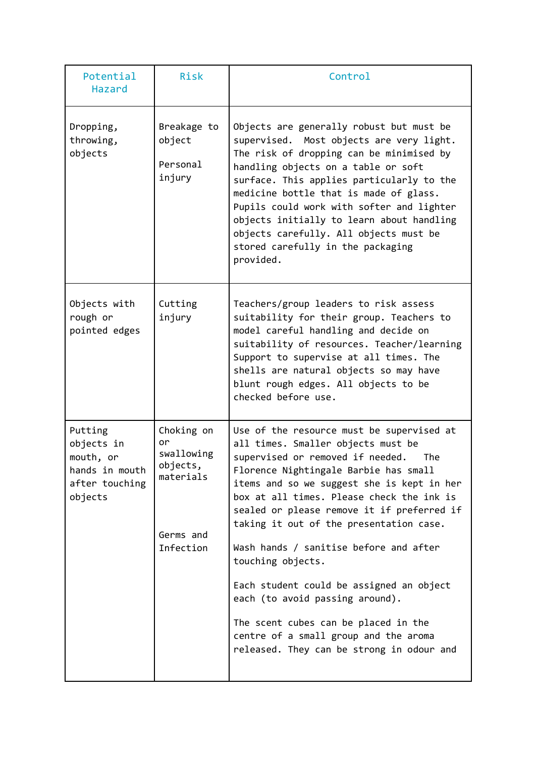| Potential Hazard | Risk | Control |
|---|---|---|
| Dropping, throwing, objects | Breakage to object<br><br>Personal injury | Objects are generally robust but must be supervised. Most objects are very light. The risk of dropping can be minimised by handling objects on a table or soft surface. This applies particularly to the medicine bottle that is made of glass. Pupils could work with softer and lighter objects initially to learn about handling objects carefully. All objects must be stored carefully in the packaging provided. |
| Objects with rough or pointed edges | Cutting injury | Teachers/group leaders to risk assess suitability for their group. Teachers to model careful handling and decide on suitability of resources. Teacher/learning Support to supervise at all times. The shells are natural objects so may have blunt rough edges. All objects to be checked before use. |
| Putting objects in mouth, or hands in mouth after touching objects | Choking on or swallowing objects, materials<br><br>Germs and Infection | Use of the resource must be supervised at all times. Smaller objects must be supervised or removed if needed. The Florence Nightingale Barbie has small items and so we suggest she is kept in her box at all times. Please check the ink is sealed or please remove it if preferred if taking it out of the presentation case.<br><br>Wash hands / sanitise before and after touching objects.<br><br>Each student could be assigned an object each (to avoid passing around).<br><br>The scent cubes can be placed in the centre of a small group and the aroma released. They can be strong in odour and |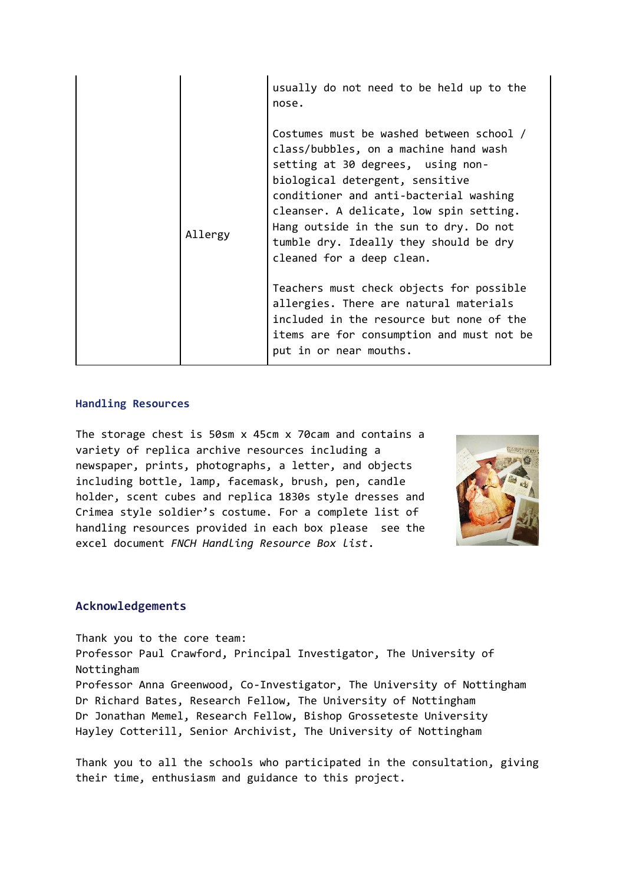| | | |
|---|---|---|
| | Allergy | usually do not need to be held up to the nose.<br><br>Costumes must be washed between school / class/bubbles, on a machine hand wash setting at 30 degrees, using non-biological detergent, sensitive conditioner and anti-bacterial washing cleanser. A delicate, low spin setting. Hang outside in the sun to dry. Do not tumble dry. Ideally they should be dry cleaned for a deep clean.<br><br>Teachers must check objects for possible allergies. There are natural materials included in the resource but none of the items are for consumption and must not be put in or near mouths. |

### Handling Resources

The storage chest is 50sm x 45cm x 70cam and contains a variety of replica archive resources including a newspaper, prints, photographs, a letter, and objects including bottle, lamp, facemask, brush, pen, candle holder, scent cubes and replica 1830s style dresses and Crimea style soldier's costume. For a complete list of handling resources provided in each box please see the excel document *FNCH Handling Resource Box List*.

### Acknowledgements

Thank you to the core team:
Professor Paul Crawford, Principal Investigator, The University of Nottingham
Professor Anna Greenwood, Co-Investigator, The University of Nottingham
Dr Richard Bates, Research Fellow, The University of Nottingham
Dr Jonathan Memel, Research Fellow, Bishop Grosseteste University
Hayley Cotterill, Senior Archivist, The University of Nottingham

Thank you to all the schools who participated in the consultation, giving their time, enthusiasm and guidance to this project.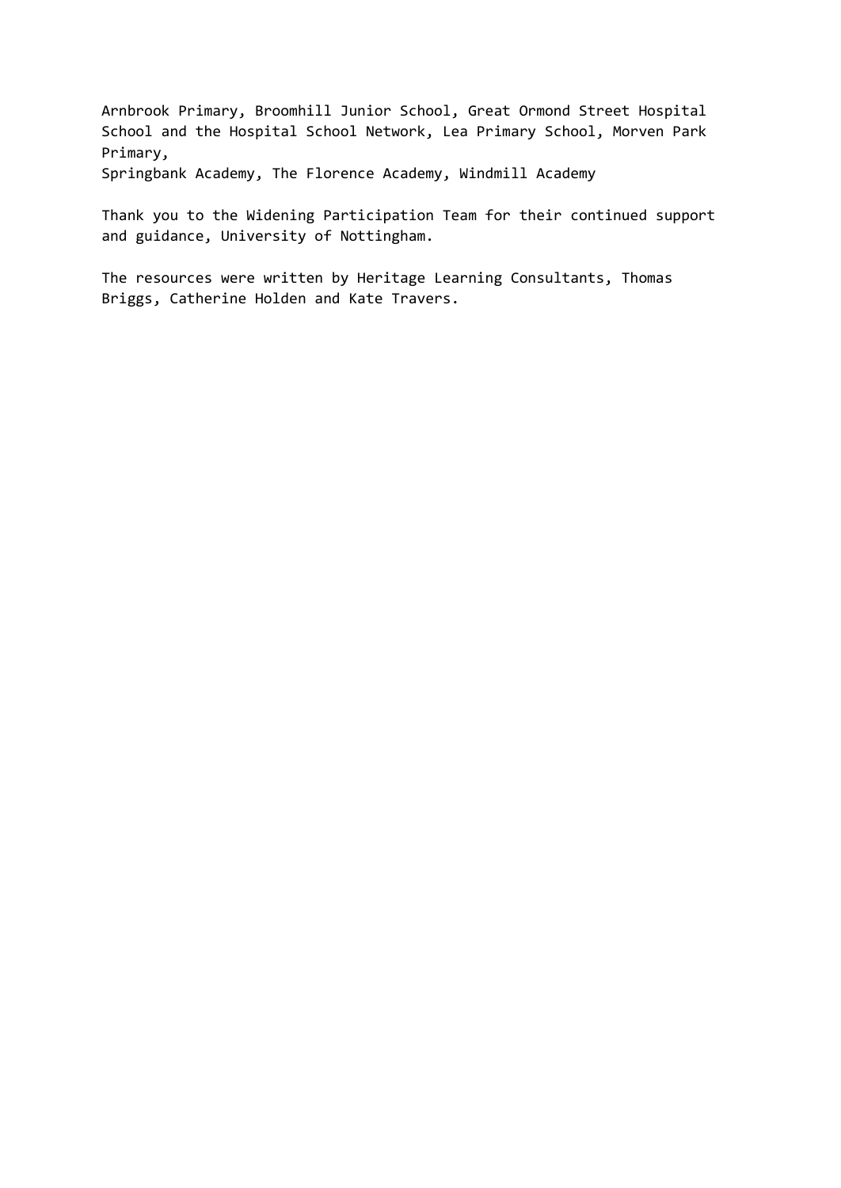Arnbrook Primary, Broomhill Junior School, Great Ormond Street Hospital School and the Hospital School Network, Lea Primary School, Morven Park Primary,
Springbank Academy, The Florence Academy, Windmill Academy

Thank you to the Widening Participation Team for their continued support and guidance, University of Nottingham.

The resources were written by Heritage Learning Consultants, Thomas Briggs, Catherine Holden and Kate Travers.